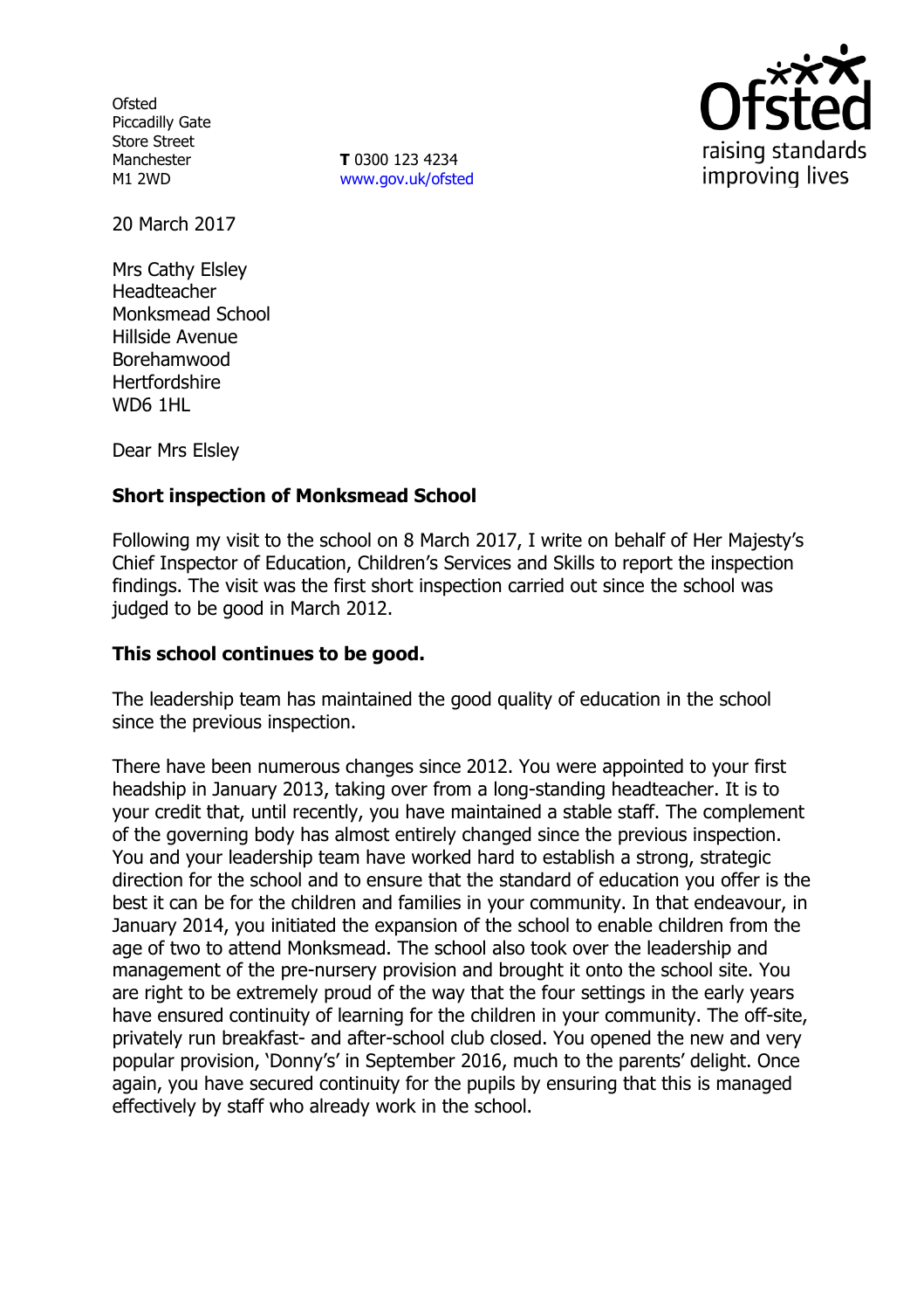Ofsted
Piccadilly Gate
Store Street
Manchester
M1 2WD

**T** 0300 123 4234
www.gov.uk/ofsted

20 March 2017

Mrs Cathy Elsley
Headteacher
Monksmead School
Hillside Avenue
Borehamwood
Hertfordshire
WD6 1HL

Dear Mrs Elsley

**Short inspection of Monksmead School**

Following my visit to the school on 8 March 2017, I write on behalf of Her Majesty's Chief Inspector of Education, Children's Services and Skills to report the inspection findings. The visit was the first short inspection carried out since the school was judged to be good in March 2012.

**This school continues to be good.**

The leadership team has maintained the good quality of education in the school since the previous inspection.

There have been numerous changes since 2012. You were appointed to your first headship in January 2013, taking over from a long-standing headteacher. It is to your credit that, until recently, you have maintained a stable staff. The complement of the governing body has almost entirely changed since the previous inspection. You and your leadership team have worked hard to establish a strong, strategic direction for the school and to ensure that the standard of education you offer is the best it can be for the children and families in your community. In that endeavour, in January 2014, you initiated the expansion of the school to enable children from the age of two to attend Monksmead. The school also took over the leadership and management of the pre-nursery provision and brought it onto the school site. You are right to be extremely proud of the way that the four settings in the early years have ensured continuity of learning for the children in your community. The off-site, privately run breakfast- and after-school club closed. You opened the new and very popular provision, 'Donny's' in September 2016, much to the parents' delight. Once again, you have secured continuity for the pupils by ensuring that this is managed effectively by staff who already work in the school.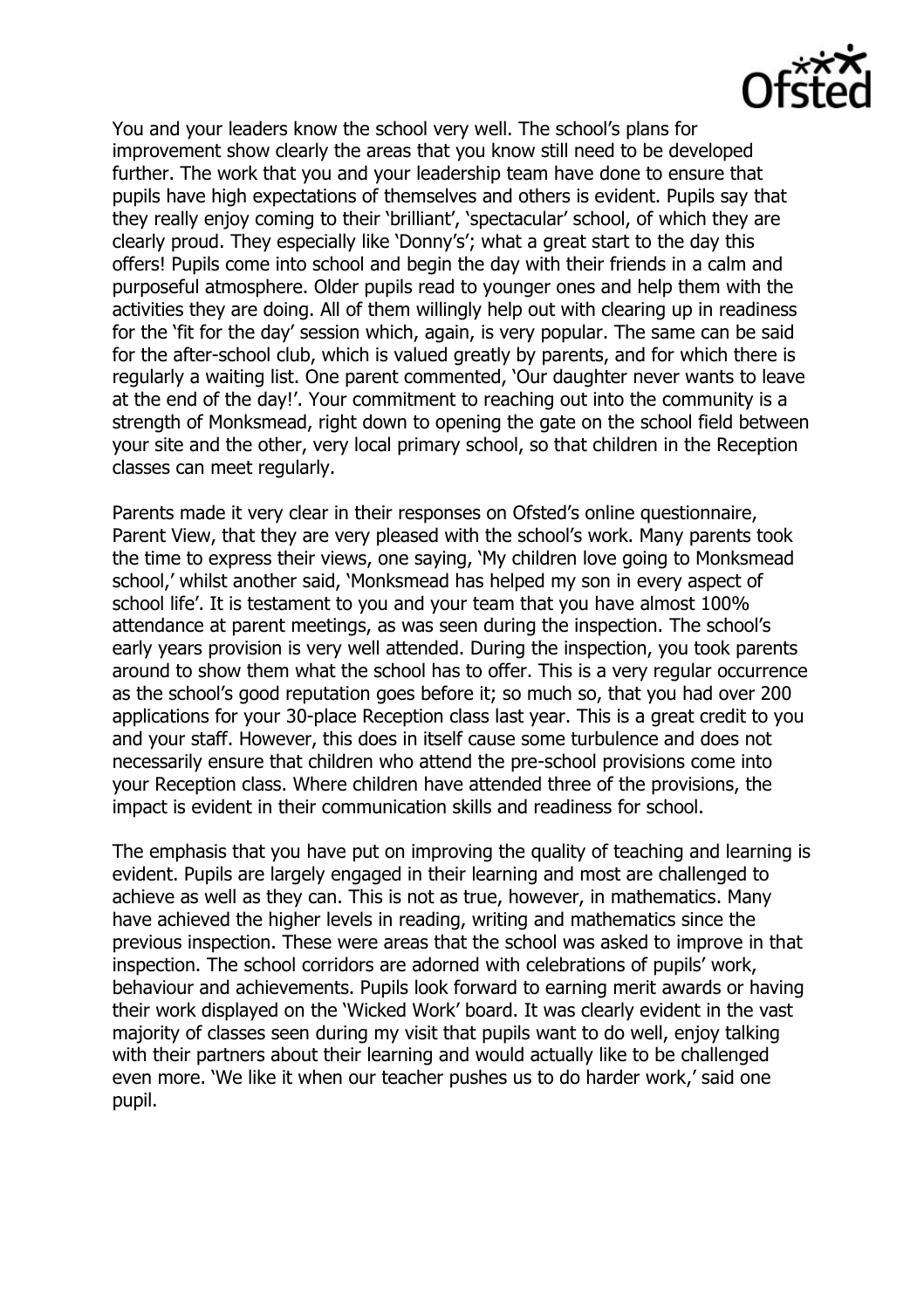You and your leaders know the school very well. The school's plans for improvement show clearly the areas that you know still need to be developed further. The work that you and your leadership team have done to ensure that pupils have high expectations of themselves and others is evident. Pupils say that they really enjoy coming to their 'brilliant', 'spectacular' school, of which they are clearly proud. They especially like 'Donny's'; what a great start to the day this offers! Pupils come into school and begin the day with their friends in a calm and purposeful atmosphere. Older pupils read to younger ones and help them with the activities they are doing. All of them willingly help out with clearing up in readiness for the 'fit for the day' session which, again, is very popular. The same can be said for the after-school club, which is valued greatly by parents, and for which there is regularly a waiting list. One parent commented, 'Our daughter never wants to leave at the end of the day!'. Your commitment to reaching out into the community is a strength of Monksmead, right down to opening the gate on the school field between your site and the other, very local primary school, so that children in the Reception classes can meet regularly.

Parents made it very clear in their responses on Ofsted's online questionnaire, Parent View, that they are very pleased with the school's work. Many parents took the time to express their views, one saying, 'My children love going to Monksmead school,' whilst another said, 'Monksmead has helped my son in every aspect of school life'. It is testament to you and your team that you have almost 100% attendance at parent meetings, as was seen during the inspection. The school's early years provision is very well attended. During the inspection, you took parents around to show them what the school has to offer. This is a very regular occurrence as the school's good reputation goes before it; so much so, that you had over 200 applications for your 30-place Reception class last year. This is a great credit to you and your staff. However, this does in itself cause some turbulence and does not necessarily ensure that children who attend the pre-school provisions come into your Reception class. Where children have attended three of the provisions, the impact is evident in their communication skills and readiness for school.

The emphasis that you have put on improving the quality of teaching and learning is evident. Pupils are largely engaged in their learning and most are challenged to achieve as well as they can. This is not as true, however, in mathematics. Many have achieved the higher levels in reading, writing and mathematics since the previous inspection. These were areas that the school was asked to improve in that inspection. The school corridors are adorned with celebrations of pupils' work, behaviour and achievements. Pupils look forward to earning merit awards or having their work displayed on the 'Wicked Work' board. It was clearly evident in the vast majority of classes seen during my visit that pupils want to do well, enjoy talking with their partners about their learning and would actually like to be challenged even more. 'We like it when our teacher pushes us to do harder work,' said one pupil.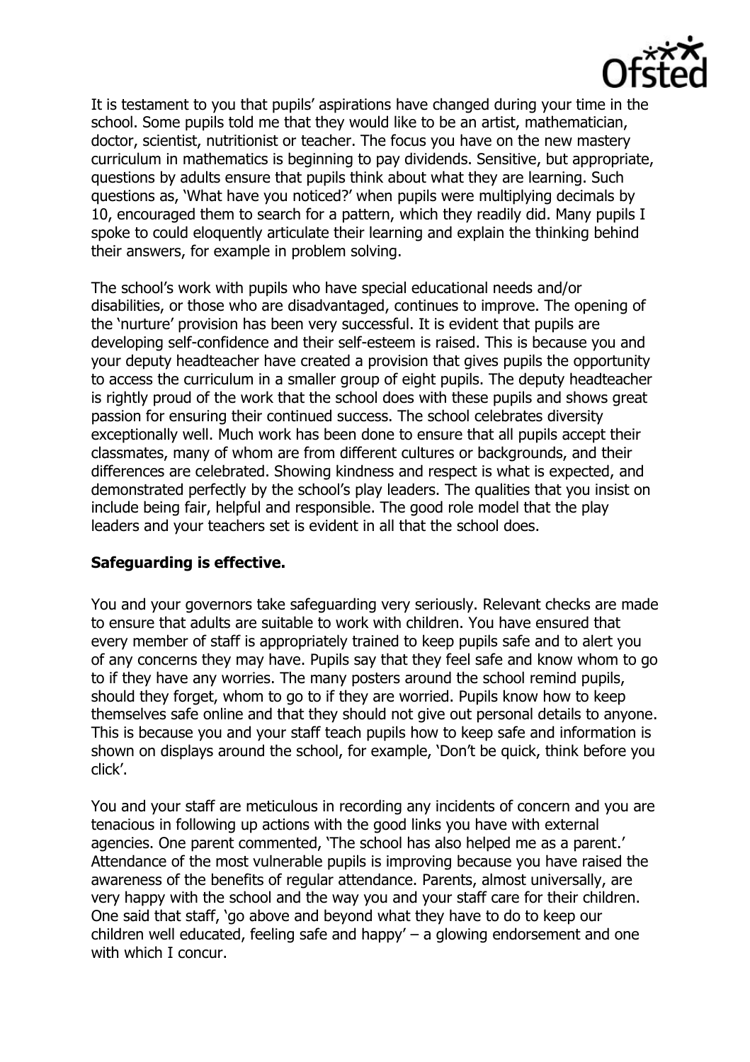It is testament to you that pupils' aspirations have changed during your time in the school. Some pupils told me that they would like to be an artist, mathematician, doctor, scientist, nutritionist or teacher. The focus you have on the new mastery curriculum in mathematics is beginning to pay dividends. Sensitive, but appropriate, questions by adults ensure that pupils think about what they are learning. Such questions as, 'What have you noticed?' when pupils were multiplying decimals by 10, encouraged them to search for a pattern, which they readily did. Many pupils I spoke to could eloquently articulate their learning and explain the thinking behind their answers, for example in problem solving.

The school's work with pupils who have special educational needs and/or disabilities, or those who are disadvantaged, continues to improve. The opening of the 'nurture' provision has been very successful. It is evident that pupils are developing self-confidence and their self-esteem is raised. This is because you and your deputy headteacher have created a provision that gives pupils the opportunity to access the curriculum in a smaller group of eight pupils. The deputy headteacher is rightly proud of the work that the school does with these pupils and shows great passion for ensuring their continued success. The school celebrates diversity exceptionally well. Much work has been done to ensure that all pupils accept their classmates, many of whom are from different cultures or backgrounds, and their differences are celebrated. Showing kindness and respect is what is expected, and demonstrated perfectly by the school's play leaders. The qualities that you insist on include being fair, helpful and responsible. The good role model that the play leaders and your teachers set is evident in all that the school does.

**Safeguarding is effective.**

You and your governors take safeguarding very seriously. Relevant checks are made to ensure that adults are suitable to work with children. You have ensured that every member of staff is appropriately trained to keep pupils safe and to alert you of any concerns they may have. Pupils say that they feel safe and know whom to go to if they have any worries. The many posters around the school remind pupils, should they forget, whom to go to if they are worried. Pupils know how to keep themselves safe online and that they should not give out personal details to anyone. This is because you and your staff teach pupils how to keep safe and information is shown on displays around the school, for example, 'Don't be quick, think before you click'.

You and your staff are meticulous in recording any incidents of concern and you are tenacious in following up actions with the good links you have with external agencies. One parent commented, 'The school has also helped me as a parent.' Attendance of the most vulnerable pupils is improving because you have raised the awareness of the benefits of regular attendance. Parents, almost universally, are very happy with the school and the way you and your staff care for their children. One said that staff, 'go above and beyond what they have to do to keep our children well educated, feeling safe and happy' – a glowing endorsement and one with which I concur.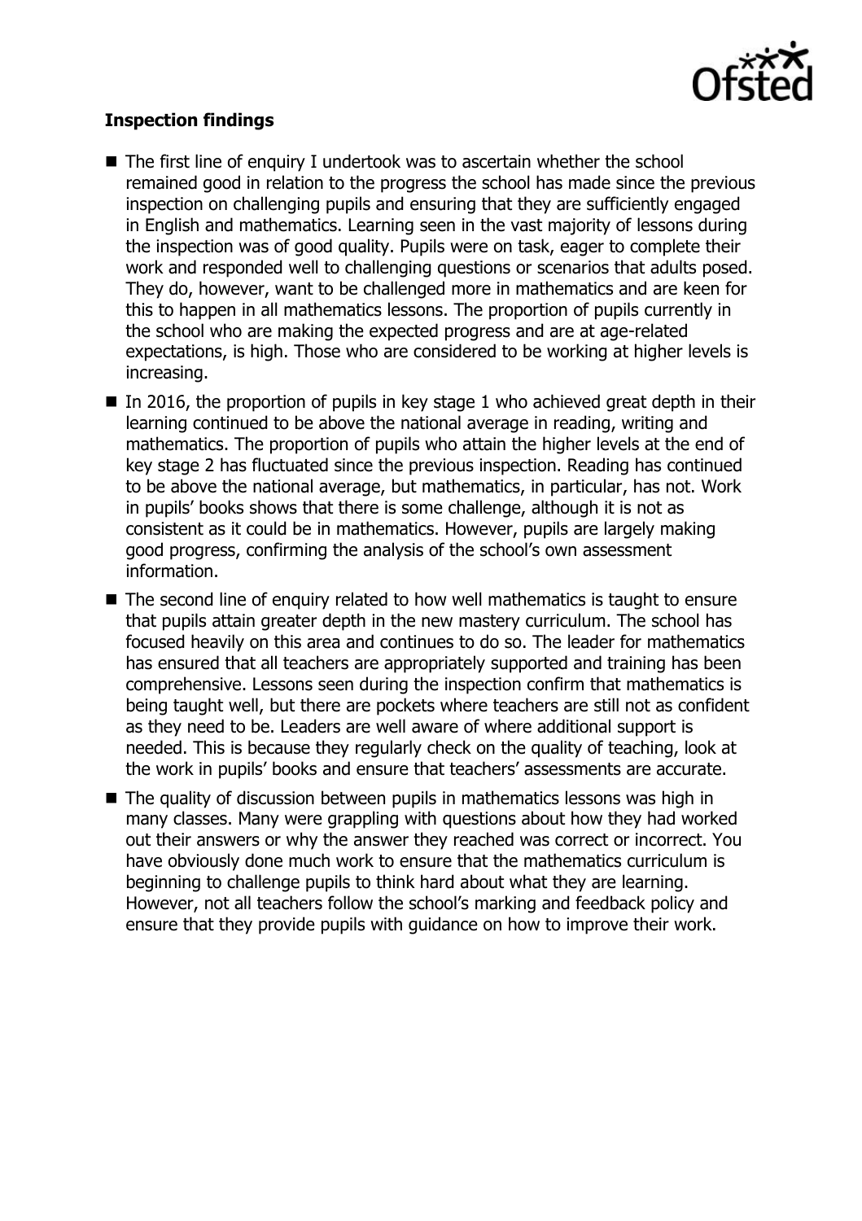**Inspection findings**

- The first line of enquiry I undertook was to ascertain whether the school remained good in relation to the progress the school has made since the previous inspection on challenging pupils and ensuring that they are sufficiently engaged in English and mathematics. Learning seen in the vast majority of lessons during the inspection was of good quality. Pupils were on task, eager to complete their work and responded well to challenging questions or scenarios that adults posed. They do, however, want to be challenged more in mathematics and are keen for this to happen in all mathematics lessons. The proportion of pupils currently in the school who are making the expected progress and are at age-related expectations, is high. Those who are considered to be working at higher levels is increasing.
- In 2016, the proportion of pupils in key stage 1 who achieved great depth in their learning continued to be above the national average in reading, writing and mathematics. The proportion of pupils who attain the higher levels at the end of key stage 2 has fluctuated since the previous inspection. Reading has continued to be above the national average, but mathematics, in particular, has not. Work in pupils' books shows that there is some challenge, although it is not as consistent as it could be in mathematics. However, pupils are largely making good progress, confirming the analysis of the school's own assessment information.
- The second line of enquiry related to how well mathematics is taught to ensure that pupils attain greater depth in the new mastery curriculum. The school has focused heavily on this area and continues to do so. The leader for mathematics has ensured that all teachers are appropriately supported and training has been comprehensive. Lessons seen during the inspection confirm that mathematics is being taught well, but there are pockets where teachers are still not as confident as they need to be. Leaders are well aware of where additional support is needed. This is because they regularly check on the quality of teaching, look at the work in pupils' books and ensure that teachers' assessments are accurate.
- The quality of discussion between pupils in mathematics lessons was high in many classes. Many were grappling with questions about how they had worked out their answers or why the answer they reached was correct or incorrect. You have obviously done much work to ensure that the mathematics curriculum is beginning to challenge pupils to think hard about what they are learning. However, not all teachers follow the school's marking and feedback policy and ensure that they provide pupils with guidance on how to improve their work.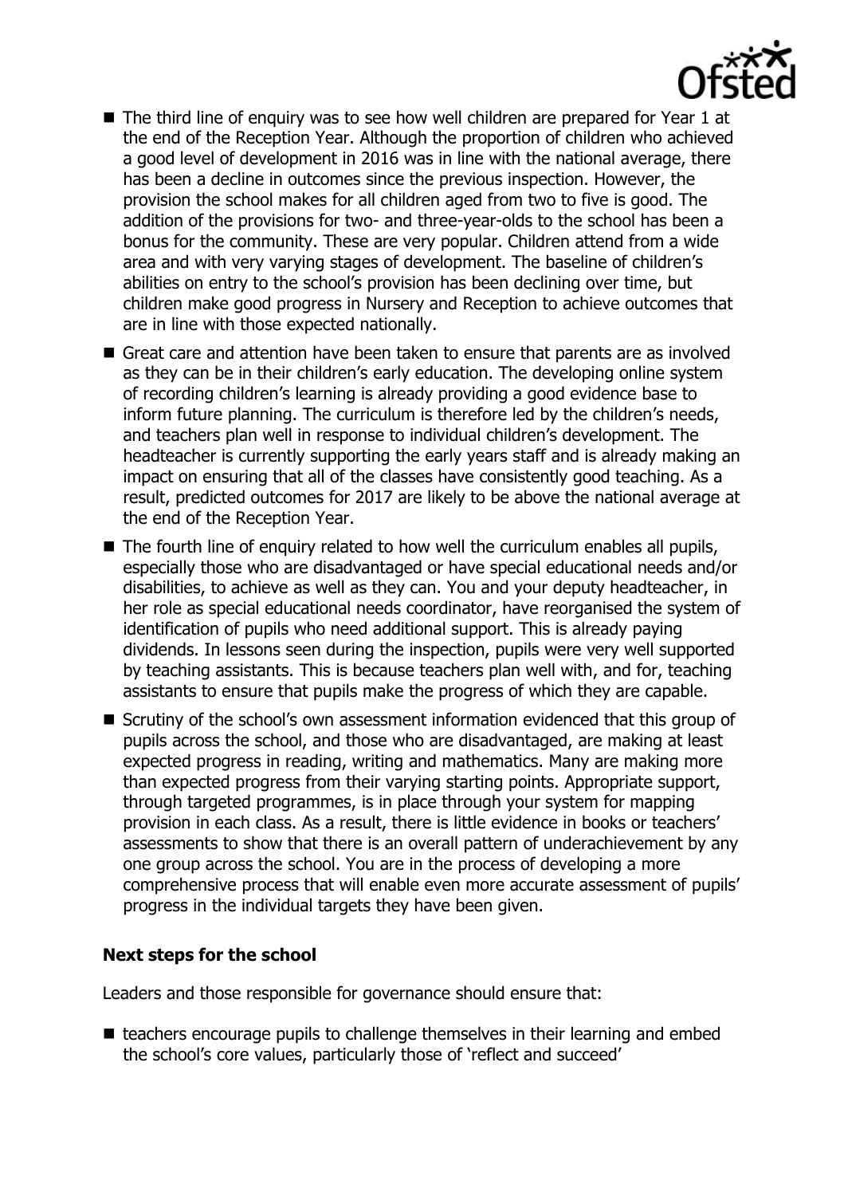- The third line of enquiry was to see how well children are prepared for Year 1 at the end of the Reception Year. Although the proportion of children who achieved a good level of development in 2016 was in line with the national average, there has been a decline in outcomes since the previous inspection. However, the provision the school makes for all children aged from two to five is good. The addition of the provisions for two- and three-year-olds to the school has been a bonus for the community. These are very popular. Children attend from a wide area and with very varying stages of development. The baseline of children's abilities on entry to the school's provision has been declining over time, but children make good progress in Nursery and Reception to achieve outcomes that are in line with those expected nationally.
- Great care and attention have been taken to ensure that parents are as involved as they can be in their children's early education. The developing online system of recording children's learning is already providing a good evidence base to inform future planning. The curriculum is therefore led by the children's needs, and teachers plan well in response to individual children's development. The headteacher is currently supporting the early years staff and is already making an impact on ensuring that all of the classes have consistently good teaching. As a result, predicted outcomes for 2017 are likely to be above the national average at the end of the Reception Year.
- The fourth line of enquiry related to how well the curriculum enables all pupils, especially those who are disadvantaged or have special educational needs and/or disabilities, to achieve as well as they can. You and your deputy headteacher, in her role as special educational needs coordinator, have reorganised the system of identification of pupils who need additional support. This is already paying dividends. In lessons seen during the inspection, pupils were very well supported by teaching assistants. This is because teachers plan well with, and for, teaching assistants to ensure that pupils make the progress of which they are capable.
- Scrutiny of the school's own assessment information evidenced that this group of pupils across the school, and those who are disadvantaged, are making at least expected progress in reading, writing and mathematics. Many are making more than expected progress from their varying starting points. Appropriate support, through targeted programmes, is in place through your system for mapping provision in each class. As a result, there is little evidence in books or teachers' assessments to show that there is an overall pattern of underachievement by any one group across the school. You are in the process of developing a more comprehensive process that will enable even more accurate assessment of pupils' progress in the individual targets they have been given.

**Next steps for the school**

Leaders and those responsible for governance should ensure that:

- teachers encourage pupils to challenge themselves in their learning and embed the school's core values, particularly those of 'reflect and succeed'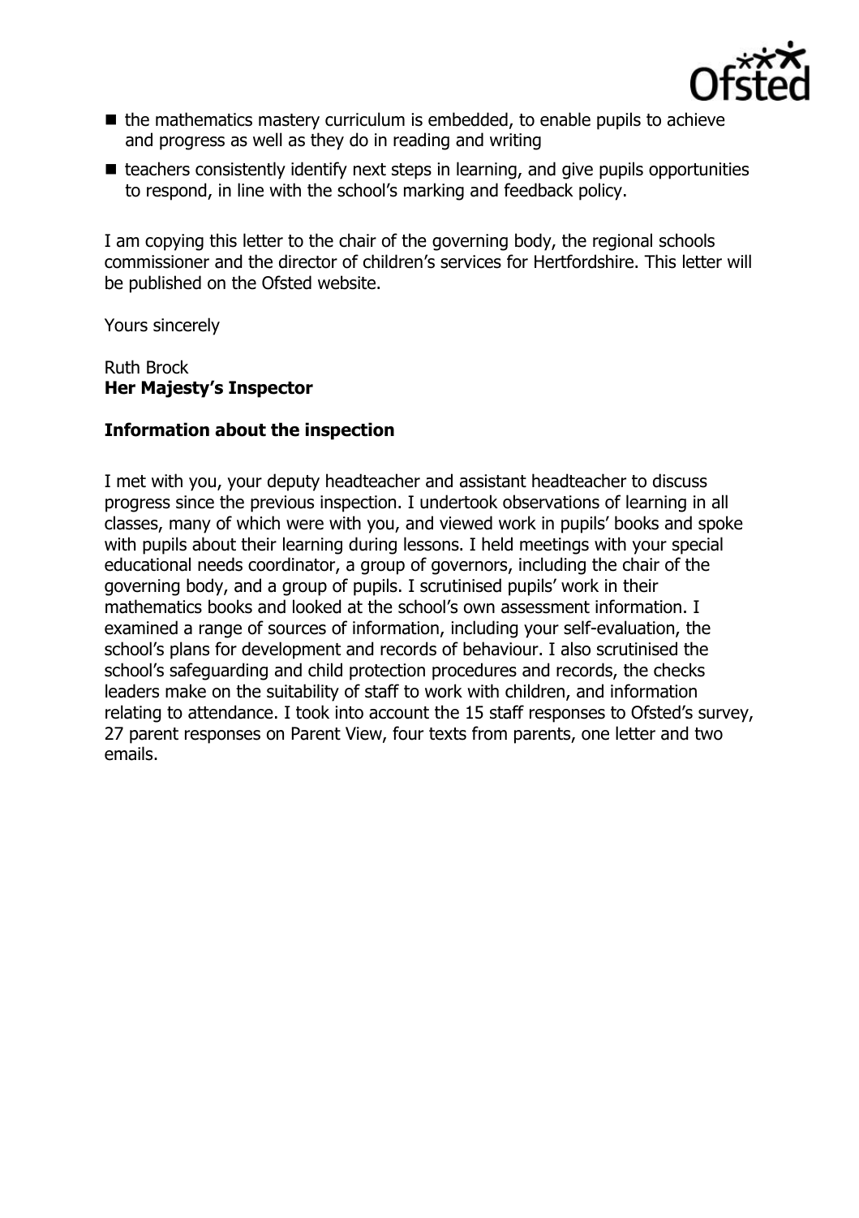- the mathematics mastery curriculum is embedded, to enable pupils to achieve and progress as well as they do in reading and writing
- teachers consistently identify next steps in learning, and give pupils opportunities to respond, in line with the school's marking and feedback policy.

I am copying this letter to the chair of the governing body, the regional schools commissioner and the director of children's services for Hertfordshire. This letter will be published on the Ofsted website.

Yours sincerely

Ruth Brock
**Her Majesty's Inspector**

### Information about the inspection

I met with you, your deputy headteacher and assistant headteacher to discuss progress since the previous inspection. I undertook observations of learning in all classes, many of which were with you, and viewed work in pupils' books and spoke with pupils about their learning during lessons. I held meetings with your special educational needs coordinator, a group of governors, including the chair of the governing body, and a group of pupils. I scrutinised pupils' work in their mathematics books and looked at the school's own assessment information. I examined a range of sources of information, including your self-evaluation, the school's plans for development and records of behaviour. I also scrutinised the school's safeguarding and child protection procedures and records, the checks leaders make on the suitability of staff to work with children, and information relating to attendance. I took into account the 15 staff responses to Ofsted's survey, 27 parent responses on Parent View, four texts from parents, one letter and two emails.